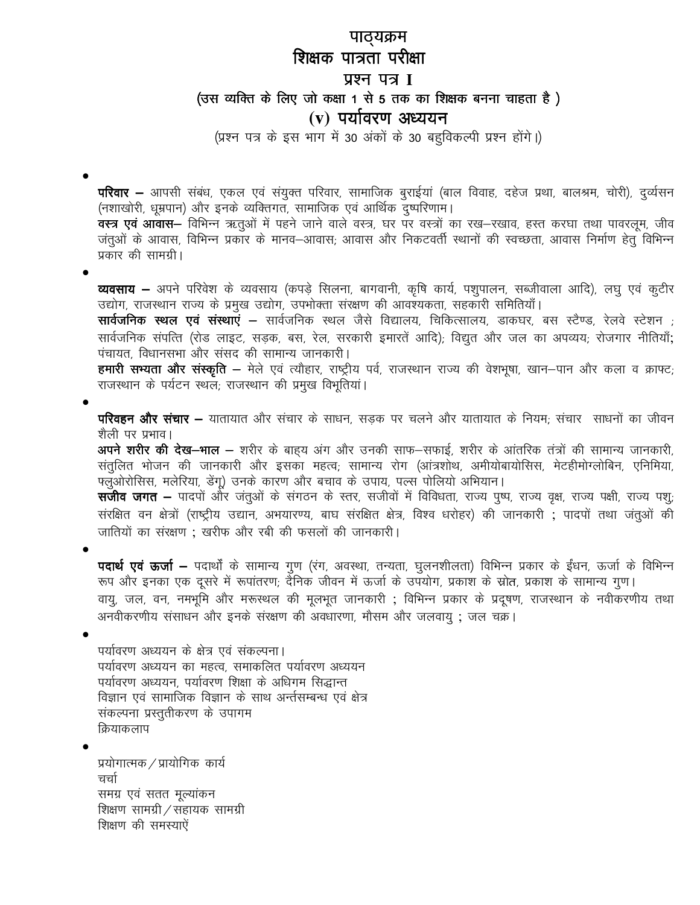# पाठ्यक्रम

## शिक्षक पात्रता परीक्षा

## प्रश्न पत्र I

### (उस व्यक्ति के लिए जो कक्षा 1 से 5 तक का शिक्षक बनना चाहता है )

## (v) पर्यावरण अध्ययन

(प्रश्न पत्र के इस भाग में 30 अंकों के 30 बहुविकल्पी प्रश्न होंगे।)

- **परिवार –** आपसी संबंध, एकल एवं संयुक्त परिवार, सामाजिक बुराईयां (बाल विवाह, दहेज प्रथा, बालश्रम, चोरी), दुर्व्यसन (नशाखोरी, धूम्रपान) और इनके व्यक्तिगत, सामाजिक एवं आर्थिक दुष्परिणाम।

  **वस्त्र एवं आवास–** विभिन्न ऋतुओं में पहने जाने वाले वस्त्र, घर पर वस्त्रों का रख–रखाव, हस्त करघा तथा पावरलूम, जीव जंतुओं के आवास, विभिन्न प्रकार के मानव–आवास; आवास और निकटवर्ती स्थानों की स्वच्छता, आवास निर्माण हेतु विभिन्न प्रकार की सामग्री।

- **व्यवसाय –** अपने परिवेश के व्यवसाय (कपड़े सिलना, बागवानी, कृषि कार्य, पशुपालन, सब्जीवाला आदि), लघु एवं कुटीर उद्योग, राजस्थान राज्य के प्रमुख उद्योग, उपभोक्ता संरक्षण की आवश्यकता, सहकारी समितियाँ।

  **सार्वजनिक स्थल एवं संस्थाएं –** सार्वजनिक स्थल जैसे विद्यालय, चिकित्सालय, डाकघर, बस स्टैण्ड, रेलवे स्टेशन ; सार्वजनिक संपत्ति (रोड लाइट, सड़क, बस, रेल, सरकारी इमारतें आदि); विद्युत और जल का अपव्यय; रोजगार नीतियाँ; पंचायत, विधानसभा और संसद की सामान्य जानकारी।

  **हमारी सभ्यता और संस्कृति –** मेले एवं त्यौहार, राष्ट्रीय पर्व, राजस्थान राज्य की वेशभूषा, खान–पान और कला व क्राफ्ट; राजस्थान के पर्यटन स्थल; राजस्थान की प्रमुख विभूतियां।

- **परिवहन और संचार –** यातायात और संचार के साधन, सड़क पर चलने और यातायात के नियम; संचार साधनों का जीवन शैली पर प्रभाव।

  **अपने शरीर की देख–भाल –** शरीर के बाह्य अंग और उनकी साफ–सफाई, शरीर के आंतरिक तंत्रों की सामान्य जानकारी, संतुलित भोजन की जानकारी और इसका महत्व; सामान्य रोग (आंत्रशोथ, अमीयोबायोसिस, मेटहीमोग्लोबिन, एनिमिया, फ्लुओरोसिस, मलेरिया, डेंगू) उनके कारण और बचाव के उपाय, पल्स पोलियो अभियान।

  **सजीव जगत –** पादपों और जंतुओं के संगठन के स्तर, सजीवों में विविधता, राज्य पुष्प, राज्य वृक्ष, राज्य पक्षी, राज्य पशु; संरक्षित वन क्षेत्रों (राष्ट्रीय उद्यान, अभयारण्य, बाघ संरक्षित क्षेत्र, विश्व धरोहर) की जानकारी ; पादपों तथा जंतुओं की जातियों का संरक्षण ; खरीफ और रबी की फसलों की जानकारी।

- **पदार्थ एवं ऊर्जा –** पदार्थों के सामान्य गुण (रंग, अवस्था, तन्यता, घुलनशीलता) विभिन्न प्रकार के ईंधन, ऊर्जा के विभिन्न रूप और इनका एक दूसरे में रूपांतरण; दैनिक जीवन में ऊर्जा के उपयोग, प्रकाश के स्रोत, प्रकाश के सामान्य गुण।

  वायु, जल, वन, नमभूमि और मरूस्थल की मूलभूत जानकारी ; विभिन्न प्रकार के प्रदूषण, राजस्थान के नवीकरणीय तथा अनवीकरणीय संसाधन और इनके संरक्षण की अवधारणा, मौसम और जलवायु ; जल चक्र।

- पर्यावरण अध्ययन के क्षेत्र एवं संकल्पना।  
  पर्यावरण अध्ययन का महत्व, समाकलित पर्यावरण अध्ययन  
  पर्यावरण अध्ययन, पर्यावरण शिक्षा के अधिगम सिद्धान्त  
  विज्ञान एवं सामाजिक विज्ञान के साथ अन्तर्सम्बन्ध एवं क्षेत्र  
  संकल्पना प्रस्तुतीकरण के उपागम  
  क्रियाकलाप

- प्रयोगात्मक / प्रायोगिक कार्य  
  चर्चा  
  समग्र एवं सतत मूल्यांकन  
  शिक्षण सामग्री / सहायक सामग्री  
  शिक्षण की समस्याऐं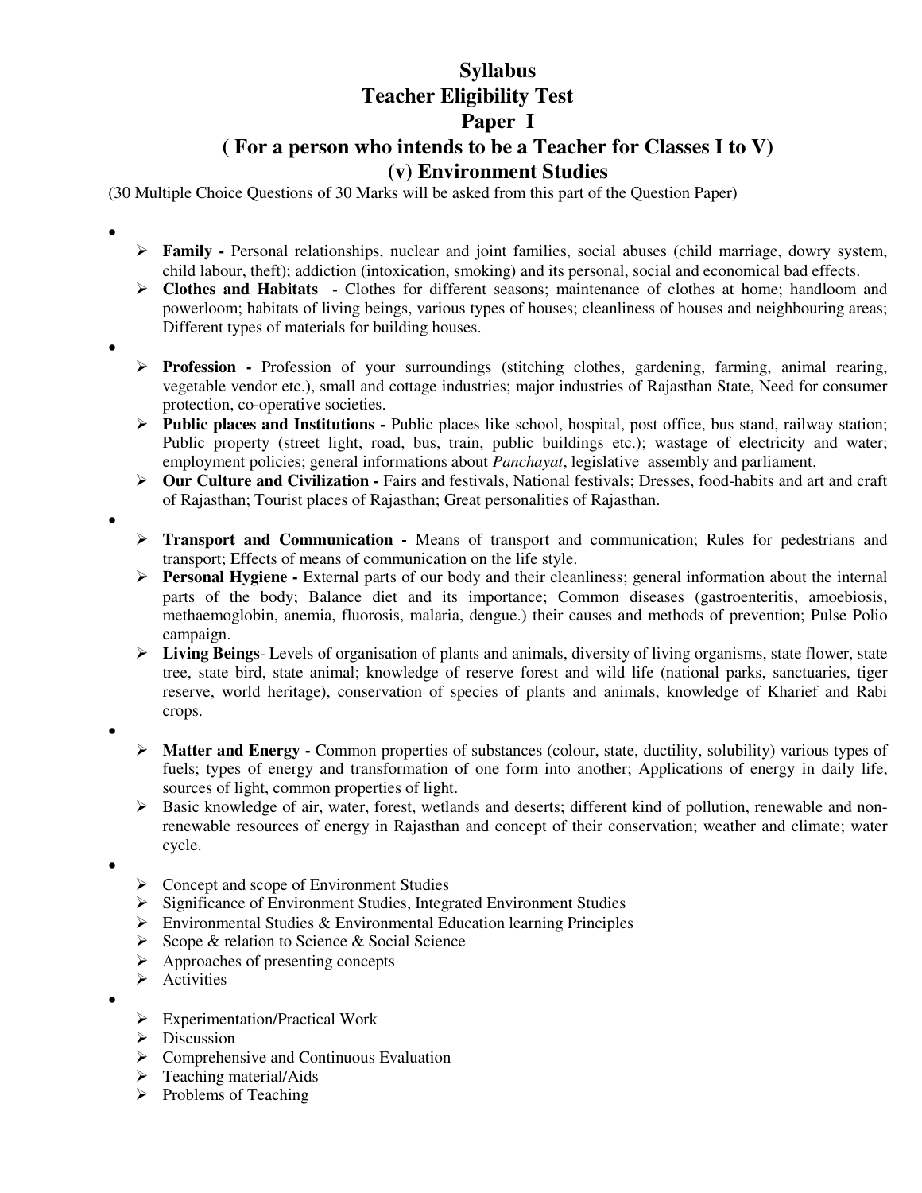# Syllabus

## Teacher Eligibility Test

## Paper I

## ( For a person who intends to be a Teacher for Classes I to V)

## (v) Environment Studies

(30 Multiple Choice Questions of 30 Marks will be asked from this part of the Question Paper)

- 
  - **Family -** Personal relationships, nuclear and joint families, social abuses (child marriage, dowry system, child labour, theft); addiction (intoxication, smoking) and its personal, social and economical bad effects.
  - **Clothes and Habitats -** Clothes for different seasons; maintenance of clothes at home; handloom and powerloom; habitats of living beings, various types of houses; cleanliness of houses and neighbouring areas; Different types of materials for building houses.
- 
  - **Profession -** Profession of your surroundings (stitching clothes, gardening, farming, animal rearing, vegetable vendor etc.), small and cottage industries; major industries of Rajasthan State, Need for consumer protection, co-operative societies.
  - **Public places and Institutions -** Public places like school, hospital, post office, bus stand, railway station; Public property (street light, road, bus, train, public buildings etc.); wastage of electricity and water; employment policies; general informations about *Panchayat*, legislative assembly and parliament.
  - **Our Culture and Civilization -** Fairs and festivals, National festivals; Dresses, food-habits and art and craft of Rajasthan; Tourist places of Rajasthan; Great personalities of Rajasthan.
- 
  - **Transport and Communication -** Means of transport and communication; Rules for pedestrians and transport; Effects of means of communication on the life style.
  - **Personal Hygiene -** External parts of our body and their cleanliness; general information about the internal parts of the body; Balance diet and its importance; Common diseases (gastroenteritis, amoebiosis, methaemoglobin, anemia, fluorosis, malaria, dengue.) their causes and methods of prevention; Pulse Polio campaign.
  - **Living Beings**- Levels of organisation of plants and animals, diversity of living organisms, state flower, state tree, state bird, state animal; knowledge of reserve forest and wild life (national parks, sanctuaries, tiger reserve, world heritage), conservation of species of plants and animals, knowledge of Kharief and Rabi crops.
- 
  - **Matter and Energy -** Common properties of substances (colour, state, ductility, solubility) various types of fuels; types of energy and transformation of one form into another; Applications of energy in daily life, sources of light, common properties of light.
  - Basic knowledge of air, water, forest, wetlands and deserts; different kind of pollution, renewable and non-renewable resources of energy in Rajasthan and concept of their conservation; weather and climate; water cycle.
- 
  - Concept and scope of Environment Studies
  - Significance of Environment Studies, Integrated Environment Studies
  - Environmental Studies & Environmental Education learning Principles
  - Scope & relation to Science & Social Science
  - Approaches of presenting concepts
  - Activities
- 
  - Experimentation/Practical Work
  - Discussion
  - Comprehensive and Continuous Evaluation
  - Teaching material/Aids
  - Problems of Teaching